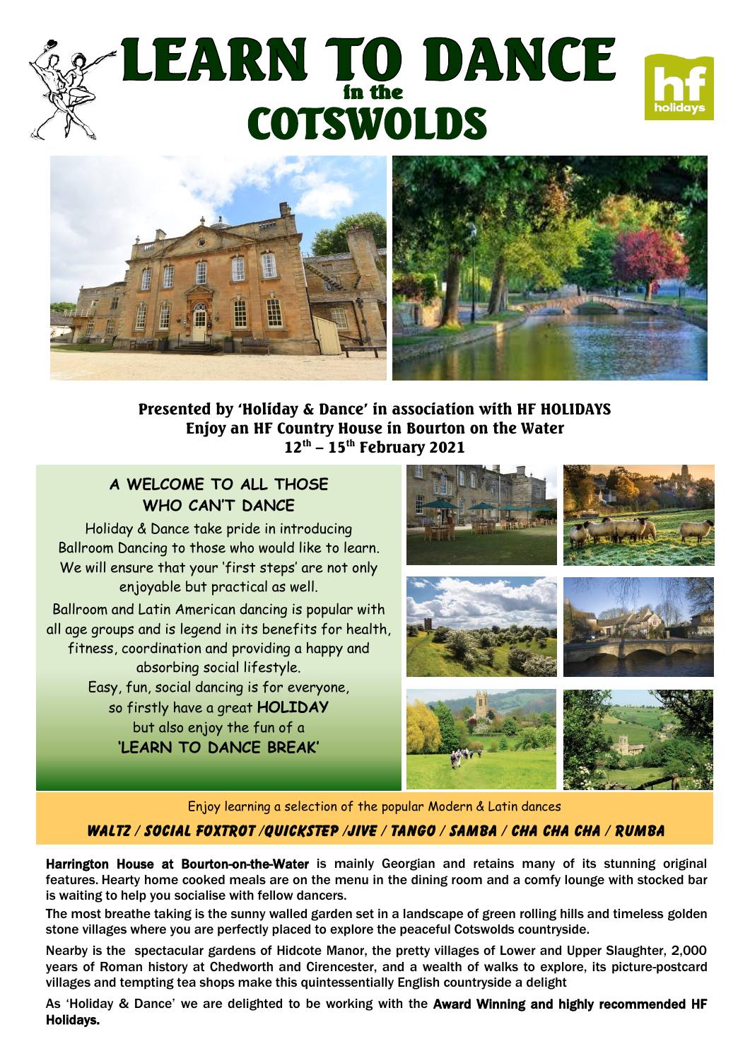# LEARN TO DANCE in the COTSWOLDS

**Presented by 'Holiday & Dance' in association with HF HOLIDAYS**
**Enjoy an HF Country House in Bourton on the Water**
**12th – 15th February 2021**

## A WELCOME TO ALL THOSE WHO CAN'T DANCE

Holiday & Dance take pride in introducing Ballroom Dancing to those who would like to learn. We will ensure that your 'first steps' are not only enjoyable but practical as well.

Ballroom and Latin American dancing is popular with all age groups and is legend in its benefits for health, fitness, coordination and providing a happy and absorbing social lifestyle.

Easy, fun, social dancing is for everyone, so firstly have a great **HOLIDAY** but also enjoy the fun of a **'LEARN TO DANCE BREAK'**

Enjoy learning a selection of the popular Modern & Latin dances

***WALTZ / SOCIAL FOXTROT /QUICKSTEP /JIVE / TANGO / SAMBA / CHA CHA CHA / RUMBA***

**Harrington House at Bourton-on-the-Water** is mainly Georgian and retains many of its stunning original features. Hearty home cooked meals are on the menu in the dining room and a comfy lounge with stocked bar is waiting to help you socialise with fellow dancers.

The most breathe taking is the sunny walled garden set in a landscape of green rolling hills and timeless golden stone villages where you are perfectly placed to explore the peaceful Cotswolds countryside.

Nearby is the spectacular gardens of Hidcote Manor, the pretty villages of Lower and Upper Slaughter, 2,000 years of Roman history at Chedworth and Cirencester, and a wealth of walks to explore, its picture-postcard villages and tempting tea shops make this quintessentially English countryside a delight

As 'Holiday & Dance' we are delighted to be working with the **Award Winning and highly recommended HF Holidays.**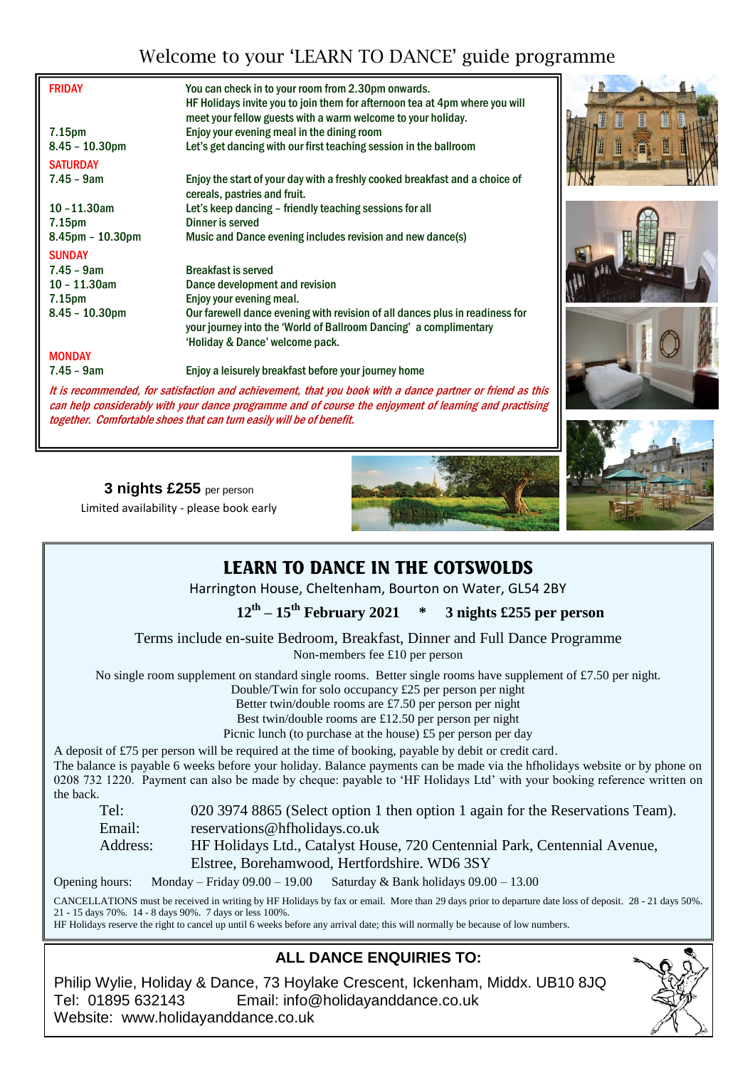# Welcome to your 'LEARN TO DANCE' guide programme

| | |
|---|---|
| **FRIDAY** | You can check in to your room from 2.30pm onwards. HF Holidays invite you to join them for afternoon tea at 4pm where you will meet your fellow guests with a warm welcome to your holiday. |
| 7.15pm | Enjoy your evening meal in the dining room |
| 8.45 – 10.30pm | Let's get dancing with our first teaching session in the ballroom |
| **SATURDAY** | |
| 7.45 – 9am | Enjoy the start of your day with a freshly cooked breakfast and a choice of cereals, pastries and fruit. |
| 10 – 11.30am | Let's keep dancing – friendly teaching sessions for all |
| 7.15pm | Dinner is served |
| 8.45pm – 10.30pm | Music and Dance evening includes revision and new dance(s) |
| **SUNDAY** | |
| 7.45 – 9am | Breakfast is served |
| 10 – 11.30am | Dance development and revision |
| 7.15pm | Enjoy your evening meal. |
| 8.45 – 10.30pm | Our farewell dance evening with revision of all dances plus in readiness for your journey into the 'World of Ballroom Dancing' a complimentary 'Holiday & Dance' welcome pack. |
| **MONDAY** | |
| 7.45 – 9am | Enjoy a leisurely breakfast before your journey home |

*It is recommended, for satisfaction and achievement, that you book with a dance partner or friend as this can help considerably with your dance programme and of course the enjoyment of learning and practising together. Comfortable shoes that can turn easily will be of benefit.*

**3 nights £255** per person

Limited availability - please book early

## LEARN TO DANCE IN THE COTSWOLDS

Harrington House, Cheltenham, Bourton on Water, GL54 2BY

**12th – 15th February 2021 * 3 nights £255 per person**

Terms include en-suite Bedroom, Breakfast, Dinner and Full Dance Programme

Non-members fee £10 per person

No single room supplement on standard single rooms. Better single rooms have supplement of £7.50 per night.
Double/Twin for solo occupancy £25 per person per night
Better twin/double rooms are £7.50 per person per night
Best twin/double rooms are £12.50 per person per night
Picnic lunch (to purchase at the house) £5 per person per day

A deposit of £75 per person will be required at the time of booking, payable by debit or credit card.
The balance is payable 6 weeks before your holiday. Balance payments can be made via the hfholidays website or by phone on 0208 732 1220. Payment can also be made by cheque: payable to 'HF Holidays Ltd' with your booking reference written on the back.

Tel: 020 3974 8865 (Select option 1 then option 1 again for the Reservations Team).
Email: reservations@hfholidays.co.uk
Address: HF Holidays Ltd., Catalyst House, 720 Centennial Park, Centennial Avenue, Elstree, Borehamwood, Hertfordshire. WD6 3SY

Opening hours: Monday – Friday 09.00 – 19.00 Saturday & Bank holidays 09.00 – 13.00

CANCELLATIONS must be received in writing by HF Holidays by fax or email. More than 29 days prior to departure date loss of deposit. 28 - 21 days 50%. 21 - 15 days 70%. 14 - 8 days 90%. 7 days or less 100%.
HF Holidays reserve the right to cancel up until 6 weeks before any arrival date; this will normally be because of low numbers.

## ALL DANCE ENQUIRIES TO:

Philip Wylie, Holiday & Dance, 73 Hoylake Crescent, Ickenham, Middx. UB10 8JQ
Tel: 01895 632143 Email: info@holidayanddance.co.uk
Website: www.holidayanddance.co.uk